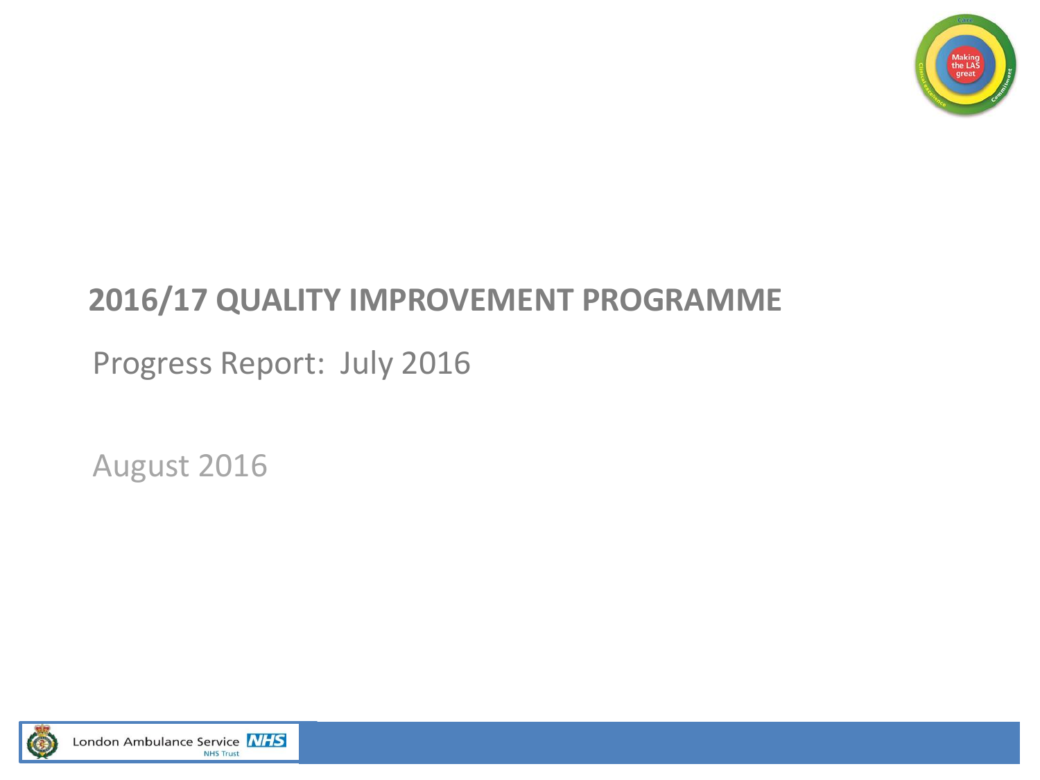# 2016/17 QUALITY IMPROVEMENT PROGRAMME

Progress Report: July 2016

August 2016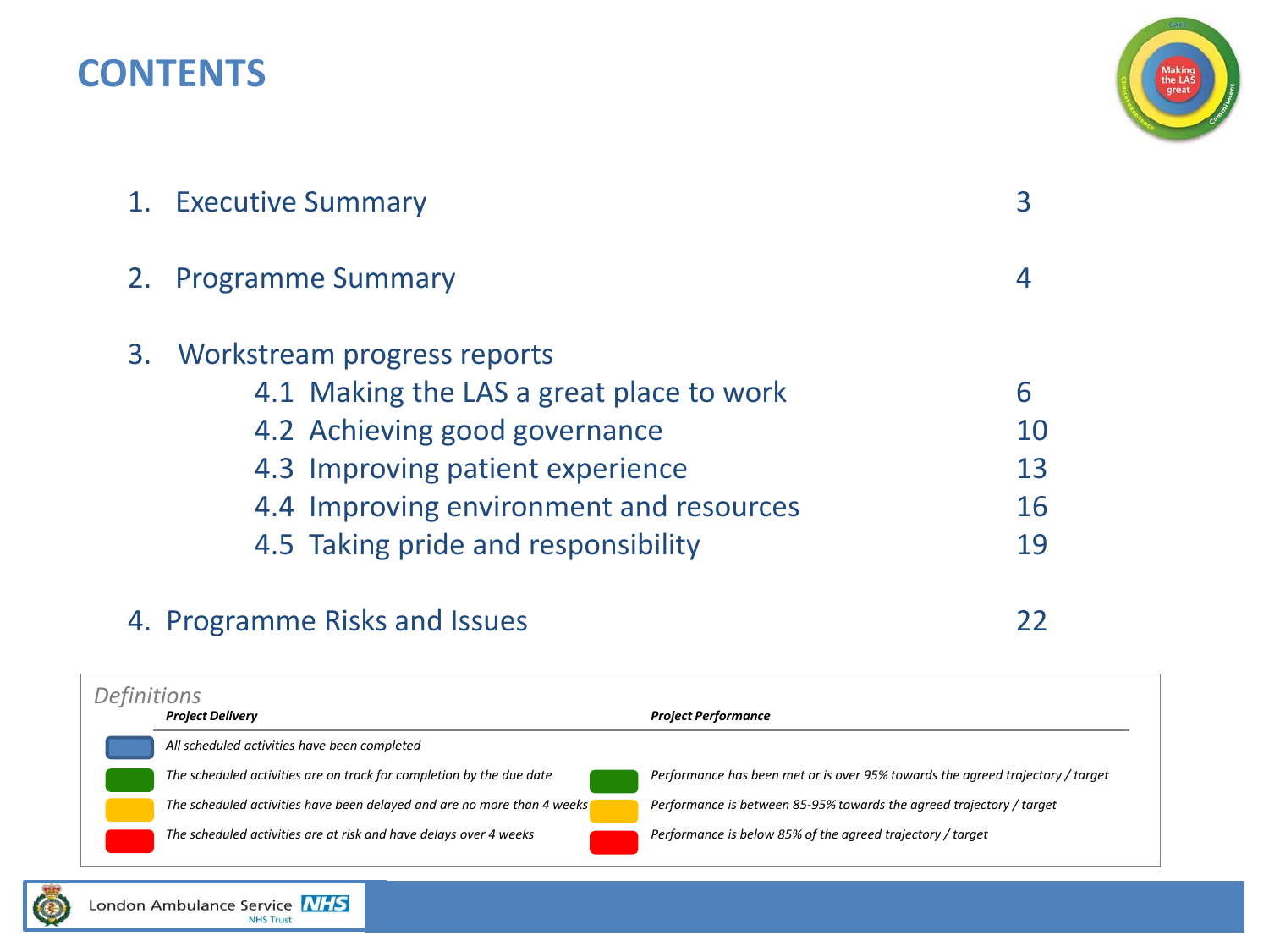# CONTENTS

| | | |
|---|---|---|
| 1. | Executive Summary | 3 |
| 2. | Programme Summary | 4 |
| 3. | Workstream progress reports | |
| | 4.1 Making the LAS a great place to work | 6 |
| | 4.2 Achieving good governance | 10 |
| | 4.3 Improving patient experience | 13 |
| | 4.4 Improving environment and resources | 16 |
| | 4.5 Taking pride and responsibility | 19 |
| 4. | Programme Risks and Issues | 22 |

*Definitions*

| | ***Project Delivery*** | | ***Project Performance*** |
|---|---|---|---|
| Blue | *All scheduled activities have been completed* | | |
| Green | *The scheduled activities are on track for completion by the due date* | Green | *Performance has been met or is over 95% towards the agreed trajectory / target* |
| Amber | *The scheduled activities have been delayed and are no more than 4 weeks* | Amber | *Performance is between 85-95% towards the agreed trajectory / target* |
| Red | *The scheduled activities are at risk and have delays over 4 weeks* | Red | *Performance is below 85% of the agreed trajectory / target* |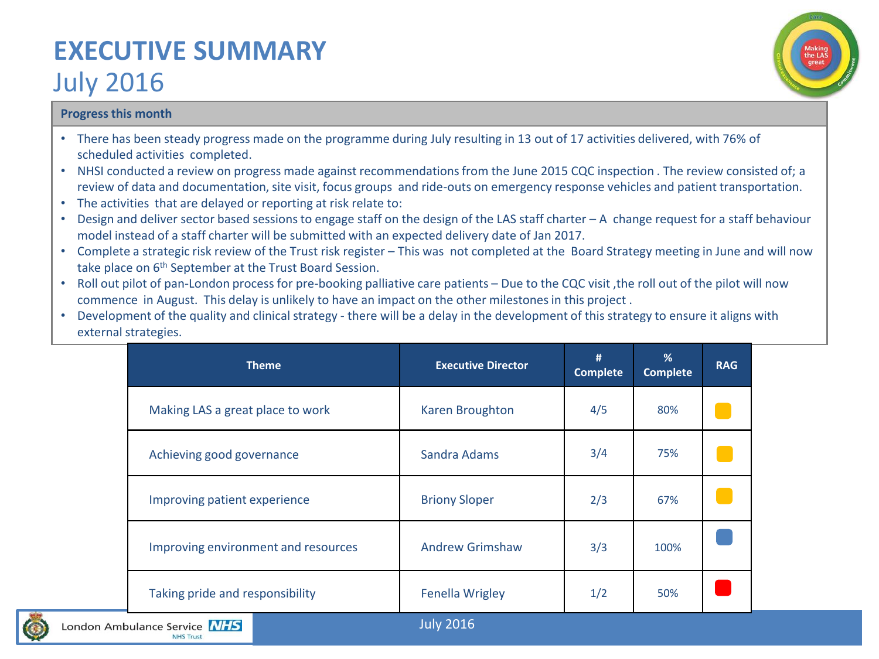# EXECUTIVE SUMMARY

## July 2016

**Progress this month**

- There has been steady progress made on the programme during July resulting in 13 out of 17 activities delivered, with 76% of scheduled activities completed.
- NHSI conducted a review on progress made against recommendations from the June 2015 CQC inspection . The review consisted of; a review of data and documentation, site visit, focus groups and ride-outs on emergency response vehicles and patient transportation.
- The activities that are delayed or reporting at risk relate to:
- Design and deliver sector based sessions to engage staff on the design of the LAS staff charter – A change request for a staff behaviour model instead of a staff charter will be submitted with an expected delivery date of Jan 2017.
- Complete a strategic risk review of the Trust risk register – This was not completed at the Board Strategy meeting in June and will now take place on 6th September at the Trust Board Session.
- Roll out pilot of pan-London process for pre-booking palliative care patients – Due to the CQC visit ,the roll out of the pilot will now commence in August. This delay is unlikely to have an impact on the other milestones in this project .
- Development of the quality and clinical strategy - there will be a delay in the development of this strategy to ensure it aligns with external strategies.

| Theme | Executive Director | # Complete | % Complete | RAG |
|---|---|---|---|---|
| Making LAS a great place to work | Karen Broughton | 4/5 | 80% | Amber |
| Achieving good governance | Sandra Adams | 3/4 | 75% | Amber |
| Improving patient experience | Briony Sloper | 2/3 | 67% | Amber |
| Improving environment and resources | Andrew Grimshaw | 3/3 | 100% | Blue |
| Taking pride and responsibility | Fenella Wrigley | 1/2 | 50% | Red |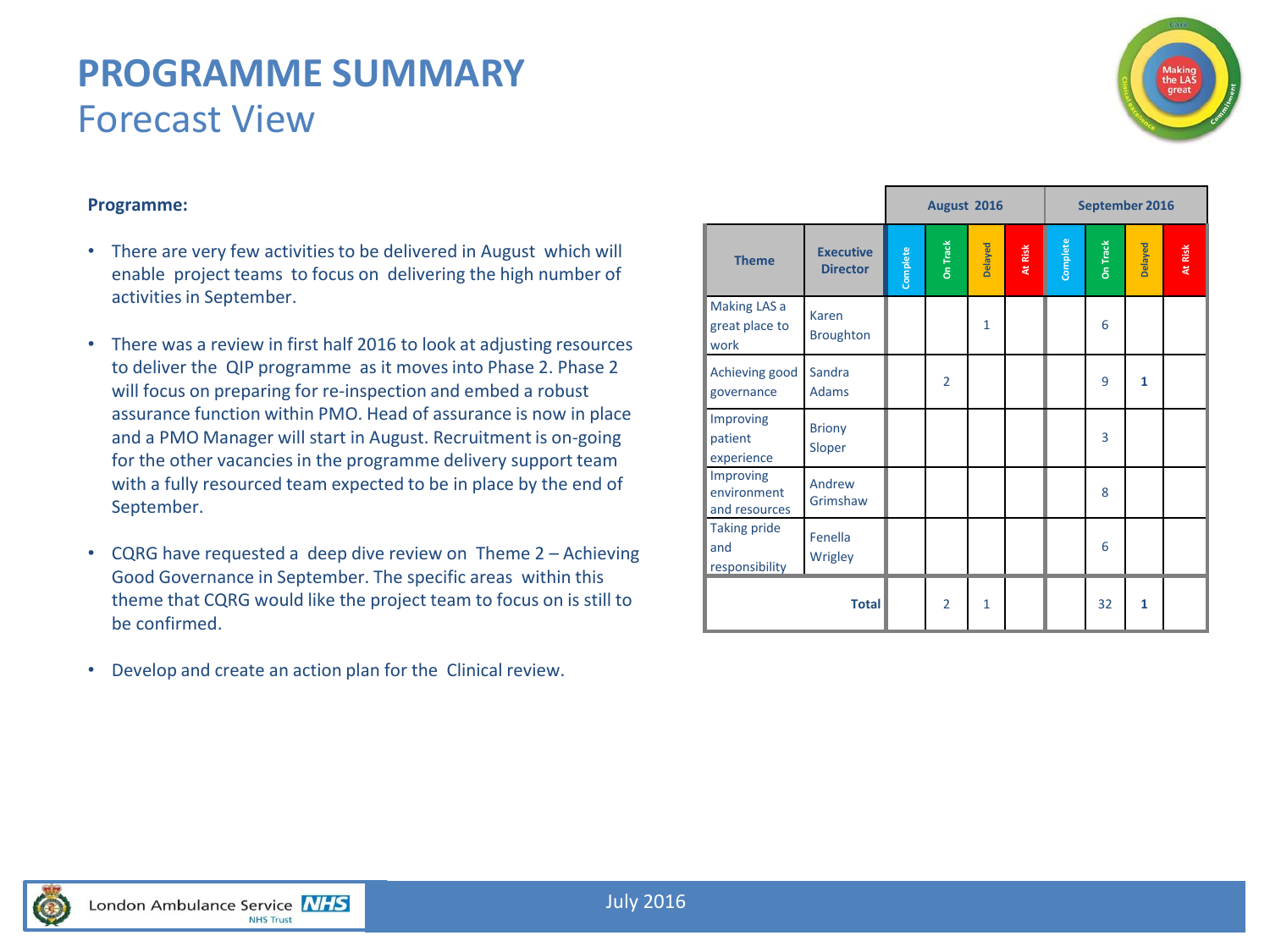# PROGRAMME SUMMARY
## Forecast View

**Programme:**

- There are very few activities to be delivered in August which will enable project teams to focus on delivering the high number of activities in September.
- There was a review in first half 2016 to look at adjusting resources to deliver the QIP programme as it moves into Phase 2. Phase 2 will focus on preparing for re-inspection and embed a robust assurance function within PMO. Head of assurance is now in place and a PMO Manager will start in August. Recruitment is on-going for the other vacancies in the programme delivery support team with a fully resourced team expected to be in place by the end of September.
- CQRG have requested a deep dive review on Theme 2 – Achieving Good Governance in September. The specific areas within this theme that CQRG would like the project team to focus on is still to be confirmed.
- Develop and create an action plan for the Clinical review.

| | | August 2016 | | | | September 2016 | | | |
|---|---|---|---|---|---|---|---|---|---|
| **Theme** | **Executive Director** | Complete | On Track | Delayed | At Risk | Complete | On Track | Delayed | At Risk |
| Making LAS a great place to work | Karen Broughton | | | 1 | | | 6 | | |
| Achieving good governance | Sandra Adams | | 2 | | | | 9 | **1** | |
| Improving patient experience | Briony Sloper | | | | | | 3 | | |
| Improving environment and resources | Andrew Grimshaw | | | | | | 8 | | |
| Taking pride and responsibility | Fenella Wrigley | | | | | | 6 | | |
| **Total** | | | 2 | 1 | | | 32 | **1** | |

July 2016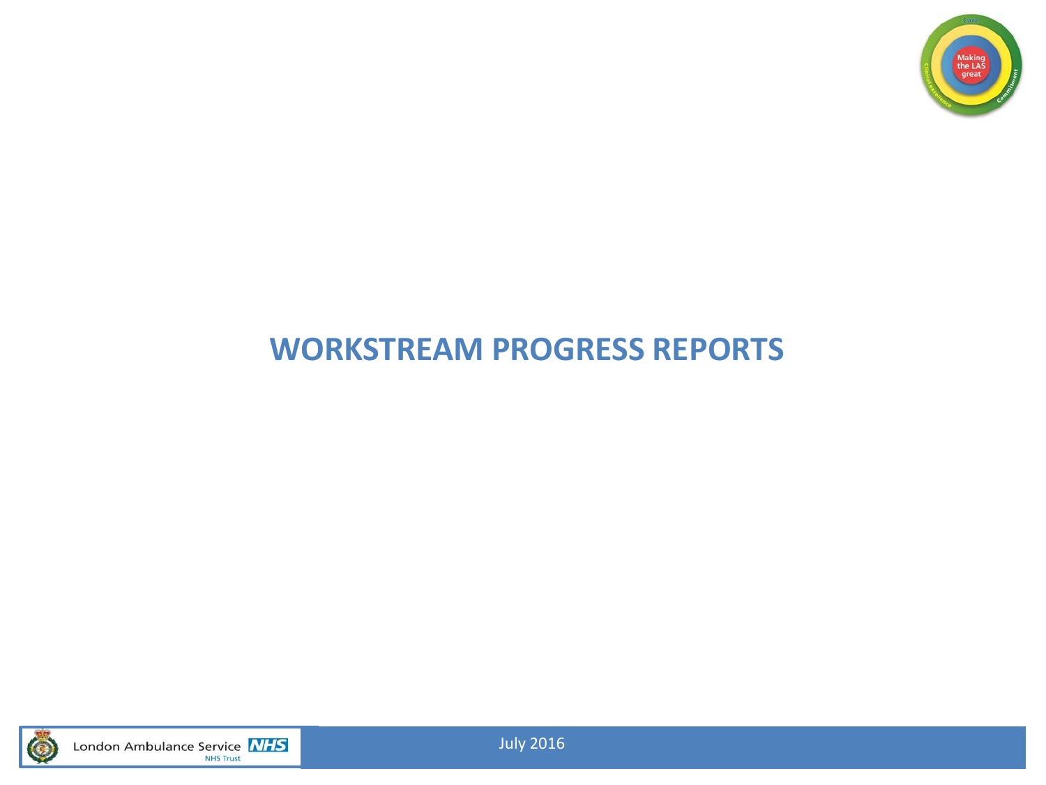# WORKSTREAM PROGRESS REPORTS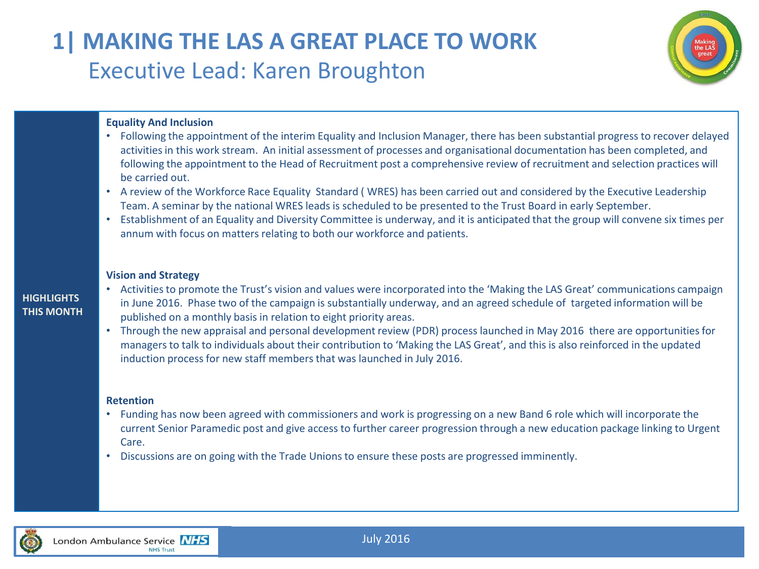# 1| MAKING THE LAS A GREAT PLACE TO WORK

## Executive Lead: Karen Broughton

**HIGHLIGHTS THIS MONTH**

**Equality And Inclusion**

- Following the appointment of the interim Equality and Inclusion Manager, there has been substantial progress to recover delayed activities in this work stream. An initial assessment of processes and organisational documentation has been completed, and following the appointment to the Head of Recruitment post a comprehensive review of recruitment and selection practices will be carried out.
- A review of the Workforce Race Equality Standard ( WRES) has been carried out and considered by the Executive Leadership Team. A seminar by the national WRES leads is scheduled to be presented to the Trust Board in early September.
- Establishment of an Equality and Diversity Committee is underway, and it is anticipated that the group will convene six times per annum with focus on matters relating to both our workforce and patients.

**Vision and Strategy**

- Activities to promote the Trust's vision and values were incorporated into the 'Making the LAS Great' communications campaign in June 2016. Phase two of the campaign is substantially underway, and an agreed schedule of targeted information will be published on a monthly basis in relation to eight priority areas.
- Through the new appraisal and personal development review (PDR) process launched in May 2016 there are opportunities for managers to talk to individuals about their contribution to 'Making the LAS Great', and this is also reinforced in the updated induction process for new staff members that was launched in July 2016.

**Retention**

- Funding has now been agreed with commissioners and work is progressing on a new Band 6 role which will incorporate the current Senior Paramedic post and give access to further career progression through a new education package linking to Urgent Care.
- Discussions are on going with the Trade Unions to ensure these posts are progressed imminently.

July 2016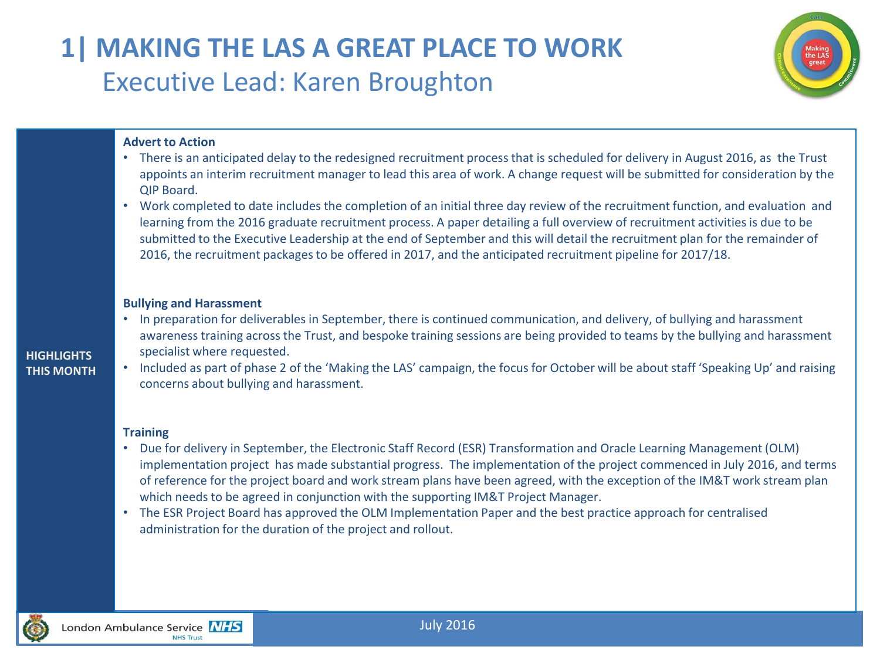# 1| MAKING THE LAS A GREAT PLACE TO WORK

## Executive Lead: Karen Broughton

**HIGHLIGHTS THIS MONTH**

**Advert to Action**

- There is an anticipated delay to the redesigned recruitment process that is scheduled for delivery in August 2016, as the Trust appoints an interim recruitment manager to lead this area of work. A change request will be submitted for consideration by the QIP Board.
- Work completed to date includes the completion of an initial three day review of the recruitment function, and evaluation and learning from the 2016 graduate recruitment process. A paper detailing a full overview of recruitment activities is due to be submitted to the Executive Leadership at the end of September and this will detail the recruitment plan for the remainder of 2016, the recruitment packages to be offered in 2017, and the anticipated recruitment pipeline for 2017/18.

**Bullying and Harassment**

- In preparation for deliverables in September, there is continued communication, and delivery, of bullying and harassment awareness training across the Trust, and bespoke training sessions are being provided to teams by the bullying and harassment specialist where requested.
- Included as part of phase 2 of the 'Making the LAS' campaign, the focus for October will be about staff 'Speaking Up' and raising concerns about bullying and harassment.

**Training**

- Due for delivery in September, the Electronic Staff Record (ESR) Transformation and Oracle Learning Management (OLM) implementation project has made substantial progress. The implementation of the project commenced in July 2016, and terms of reference for the project board and work stream plans have been agreed, with the exception of the IM&T work stream plan which needs to be agreed in conjunction with the supporting IM&T Project Manager.
- The ESR Project Board has approved the OLM Implementation Paper and the best practice approach for centralised administration for the duration of the project and rollout.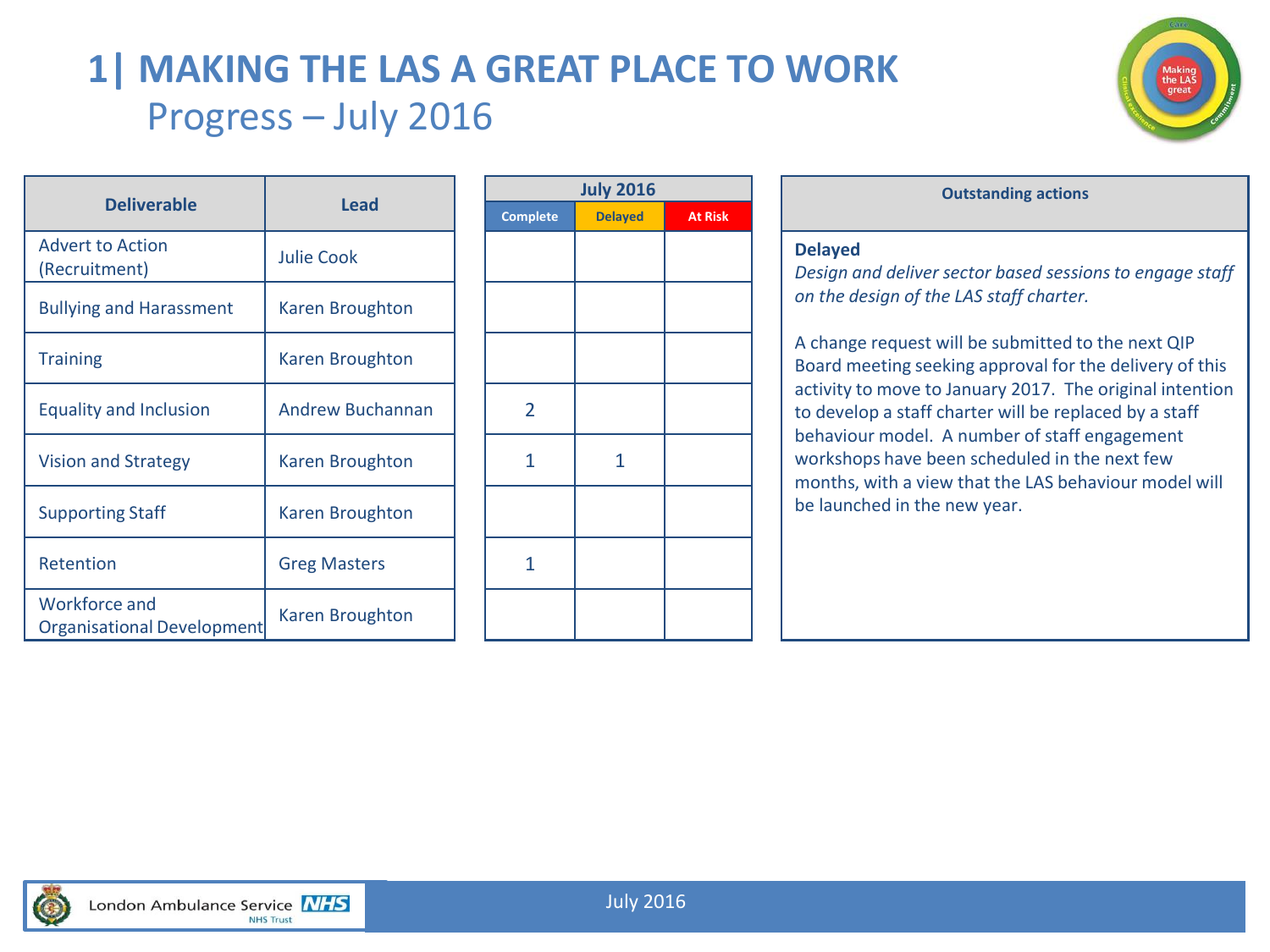# 1| MAKING THE LAS A GREAT PLACE TO WORK

## Progress – July 2016

| Deliverable | Lead | July 2016 | | |
|---|---|---|---|---|
| | | Complete | Delayed | At Risk |
| Advert to Action (Recruitment) | Julie Cook | | | |
| Bullying and Harassment | Karen Broughton | | | |
| Training | Karen Broughton | | | |
| Equality and Inclusion | Andrew Buchannan | 2 | | |
| Vision and Strategy | Karen Broughton | 1 | 1 | |
| Supporting Staff | Karen Broughton | | | |
| Retention | Greg Masters | 1 | | |
| Workforce and Organisational Development | Karen Broughton | | | |

**Outstanding actions**

**Delayed**

*Design and deliver sector based sessions to engage staff on the design of the LAS staff charter.*

A change request will be submitted to the next QIP Board meeting seeking approval for the delivery of this activity to move to January 2017. The original intention to develop a staff charter will be replaced by a staff behaviour model. A number of staff engagement workshops have been scheduled in the next few months, with a view that the LAS behaviour model will be launched in the new year.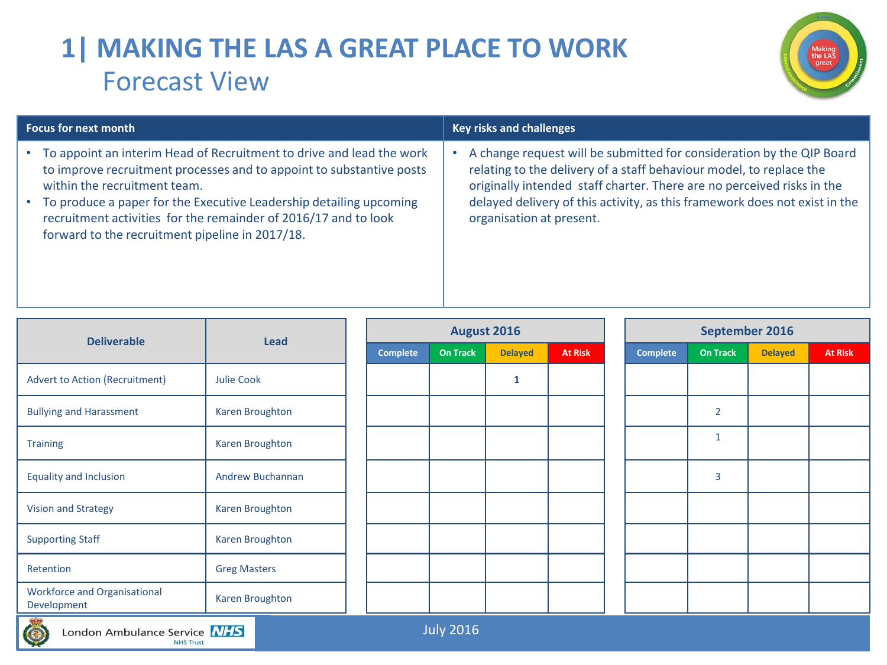# 1| MAKING THE LAS A GREAT PLACE TO WORK

## Forecast View

| Focus for next month | Key risks and challenges |
| --- | --- |
| • To appoint an interim Head of Recruitment to drive and lead the work to improve recruitment processes and to appoint to substantive posts within the recruitment team.<br>• To produce a paper for the Executive Leadership detailing upcoming recruitment activities for the remainder of 2016/17 and to look forward to the recruitment pipeline in 2017/18. | • A change request will be submitted for consideration by the QIP Board relating to the delivery of a staff behaviour model, to replace the originally intended staff charter. There are no perceived risks in the delayed delivery of this activity, as this framework does not exist in the organisation at present. |

| Deliverable | Lead | August 2016 | | | | September 2016 | | | |
| --- | --- | --- | --- | --- | --- | --- | --- | --- | --- |
| | | Complete | On Track | Delayed | At Risk | Complete | On Track | Delayed | At Risk |
| Advert to Action (Recruitment) | Julie Cook | | | 1 | | | | | |
| Bullying and Harassment | Karen Broughton | | | | | | 2 | | |
| Training | Karen Broughton | | | | | | 1 | | |
| Equality and Inclusion | Andrew Buchannan | | | | | | 3 | | |
| Vision and Strategy | Karen Broughton | | | | | | | | |
| Supporting Staff | Karen Broughton | | | | | | | | |
| Retention | Greg Masters | | | | | | | | |
| Workforce and Organisational Development | Karen Broughton | | | | | | | | |

July 2016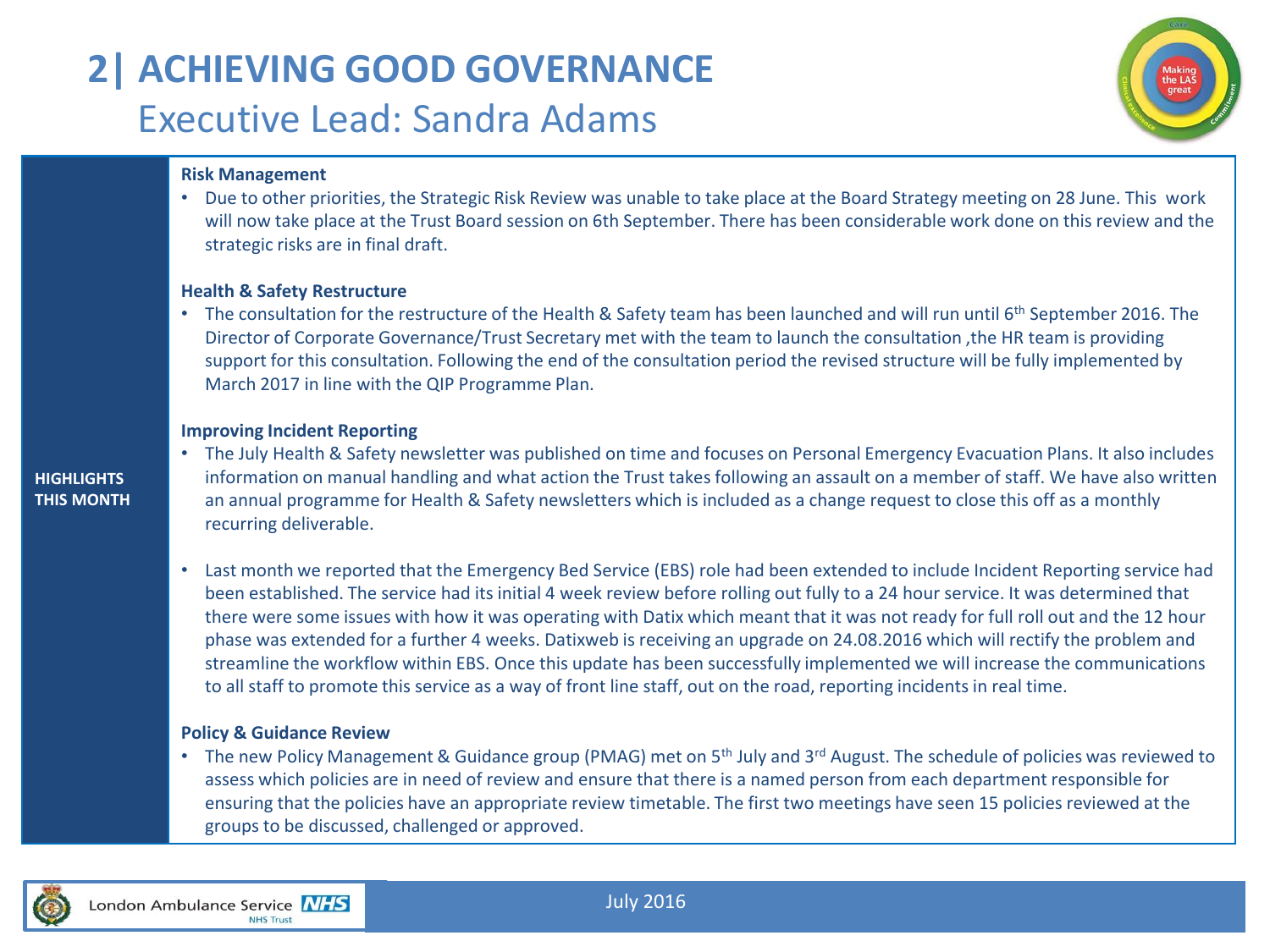# 2| ACHIEVING GOOD GOVERNANCE

## Executive Lead: Sandra Adams

**HIGHLIGHTS THIS MONTH**

**Risk Management**

- Due to other priorities, the Strategic Risk Review was unable to take place at the Board Strategy meeting on 28 June. This work will now take place at the Trust Board session on 6th September. There has been considerable work done on this review and the strategic risks are in final draft.

**Health & Safety Restructure**

- The consultation for the restructure of the Health & Safety team has been launched and will run until 6th September 2016. The Director of Corporate Governance/Trust Secretary met with the team to launch the consultation ,the HR team is providing support for this consultation. Following the end of the consultation period the revised structure will be fully implemented by March 2017 in line with the QIP Programme Plan.

**Improving Incident Reporting**

- The July Health & Safety newsletter was published on time and focuses on Personal Emergency Evacuation Plans. It also includes information on manual handling and what action the Trust takes following an assault on a member of staff. We have also written an annual programme for Health & Safety newsletters which is included as a change request to close this off as a monthly recurring deliverable.

- Last month we reported that the Emergency Bed Service (EBS) role had been extended to include Incident Reporting service had been established. The service had its initial 4 week review before rolling out fully to a 24 hour service. It was determined that there were some issues with how it was operating with Datix which meant that it was not ready for full roll out and the 12 hour phase was extended for a further 4 weeks. Datixweb is receiving an upgrade on 24.08.2016 which will rectify the problem and streamline the workflow within EBS. Once this update has been successfully implemented we will increase the communications to all staff to promote this service as a way of front line staff, out on the road, reporting incidents in real time.

**Policy & Guidance Review**

- The new Policy Management & Guidance group (PMAG) met on 5th July and 3rd August. The schedule of policies was reviewed to assess which policies are in need of review and ensure that there is a named person from each department responsible for ensuring that the policies have an appropriate review timetable. The first two meetings have seen 15 policies reviewed at the groups to be discussed, challenged or approved.

July 2016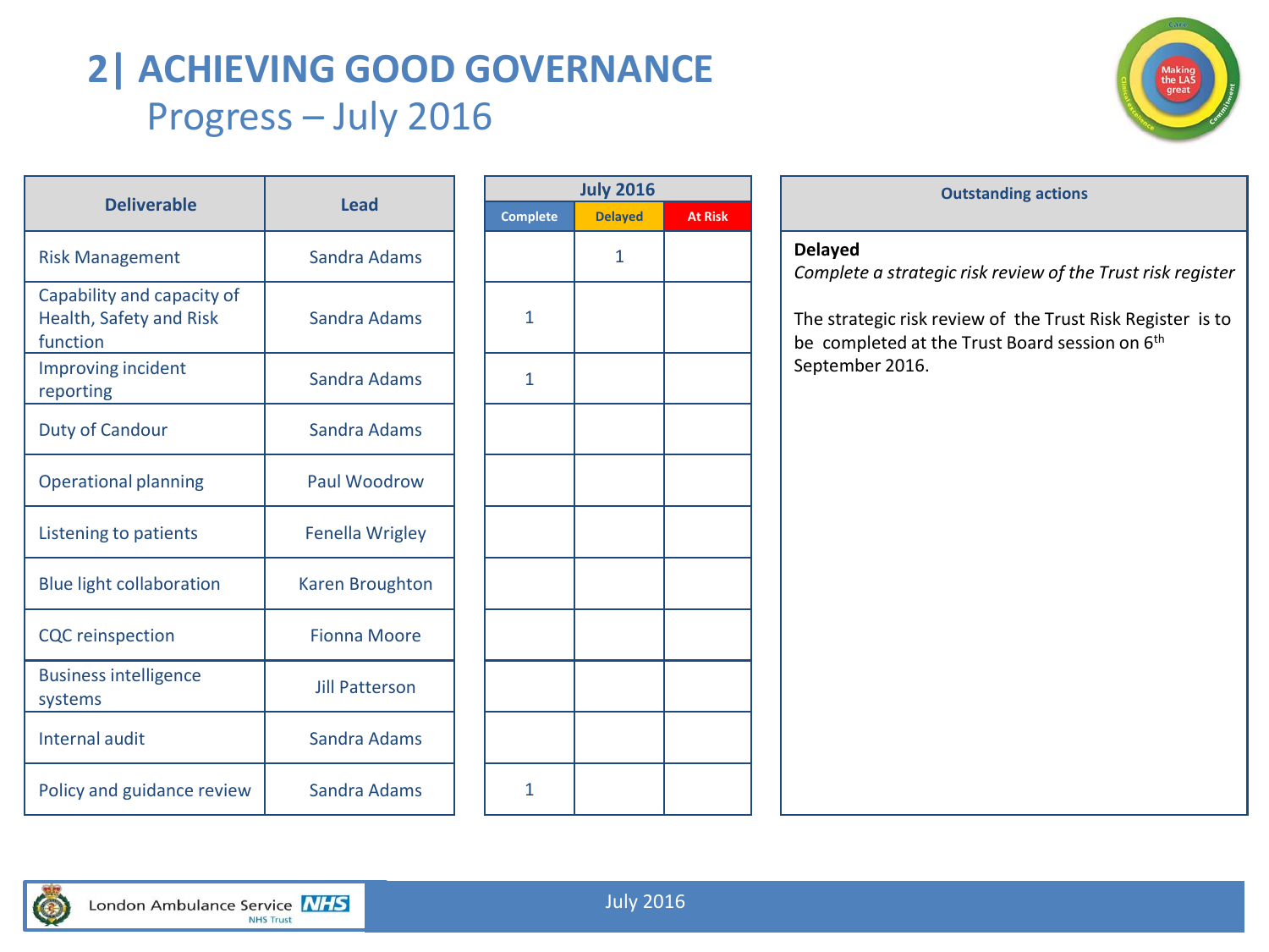# 2| ACHIEVING GOOD GOVERNANCE

## Progress – July 2016

| Deliverable | Lead | July 2016 | | |
|---|---|---|---|---|
| | | Complete | Delayed | At Risk |
| Risk Management | Sandra Adams | | 1 | |
| Capability and capacity of Health, Safety and Risk function | Sandra Adams | 1 | | |
| Improving incident reporting | Sandra Adams | 1 | | |
| Duty of Candour | Sandra Adams | | | |
| Operational planning | Paul Woodrow | | | |
| Listening to patients | Fenella Wrigley | | | |
| Blue light collaboration | Karen Broughton | | | |
| CQC reinspection | Fionna Moore | | | |
| Business intelligence systems | Jill Patterson | | | |
| Internal audit | Sandra Adams | | | |
| Policy and guidance review | Sandra Adams | 1 | | |

### Outstanding actions

**Delayed**

*Complete a strategic risk review of the Trust risk register*

The strategic risk review of the Trust Risk Register is to be completed at the Trust Board session on 6th September 2016.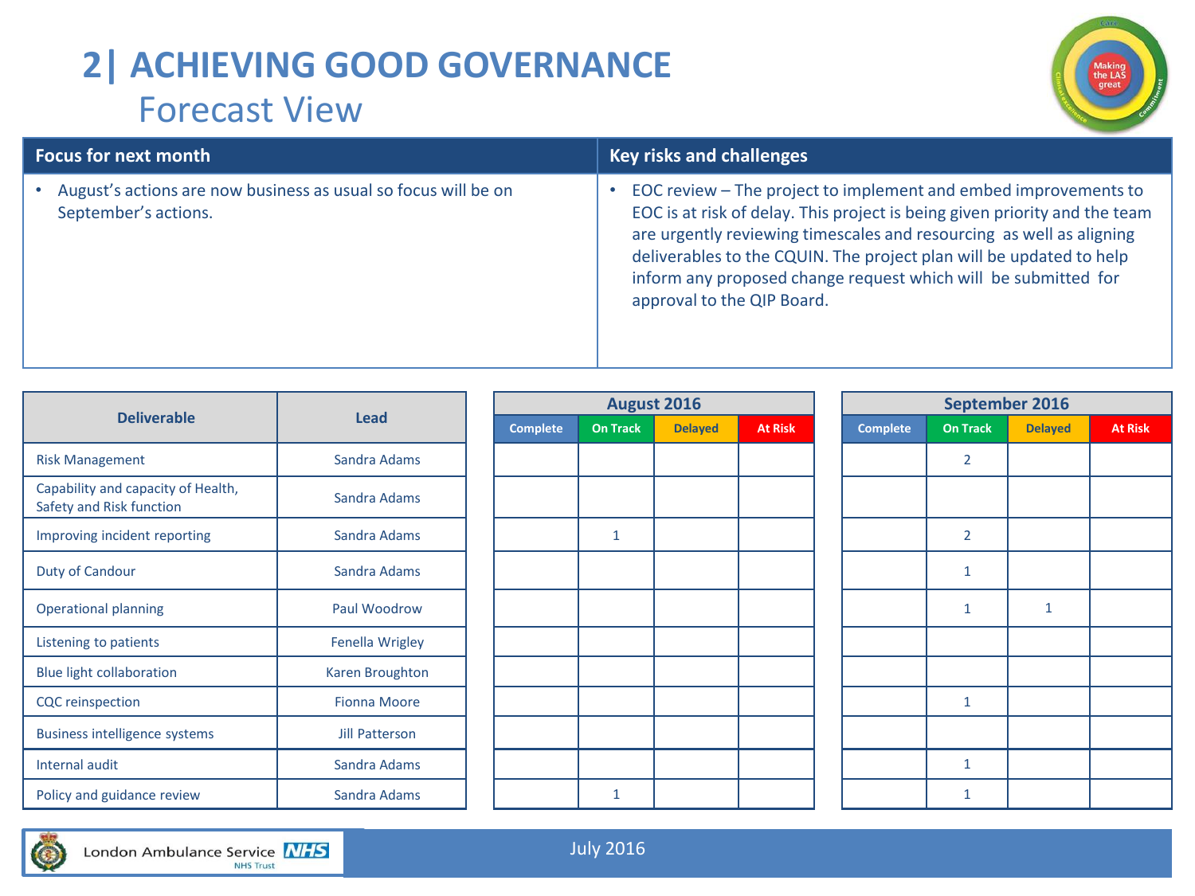# 2| ACHIEVING GOOD GOVERNANCE

## Forecast View

| Focus for next month | Key risks and challenges |
|---|---|
| • August's actions are now business as usual so focus will be on September's actions. | • EOC review – The project to implement and embed improvements to EOC is at risk of delay. This project is being given priority and the team are urgently reviewing timescales and resourcing as well as aligning deliverables to the CQUIN. The project plan will be updated to help inform any proposed change request which will be submitted for approval to the QIP Board. |

| Deliverable | Lead | August 2016 | | | | September 2016 | | | |
|---|---|---|---|---|---|---|---|---|---|
| | | Complete | On Track | Delayed | At Risk | Complete | On Track | Delayed | At Risk |
| Risk Management | Sandra Adams | | | | | | 2 | | |
| Capability and capacity of Health, Safety and Risk function | Sandra Adams | | | | | | | | |
| Improving incident reporting | Sandra Adams | | 1 | | | | 2 | | |
| Duty of Candour | Sandra Adams | | | | | | 1 | | |
| Operational planning | Paul Woodrow | | | | | | 1 | 1 | |
| Listening to patients | Fenella Wrigley | | | | | | | | |
| Blue light collaboration | Karen Broughton | | | | | | | | |
| CQC reinspection | Fionna Moore | | | | | | 1 | | |
| Business intelligence systems | Jill Patterson | | | | | | | | |
| Internal audit | Sandra Adams | | | | | | 1 | | |
| Policy and guidance review | Sandra Adams | | 1 | | | | 1 | | |

July 2016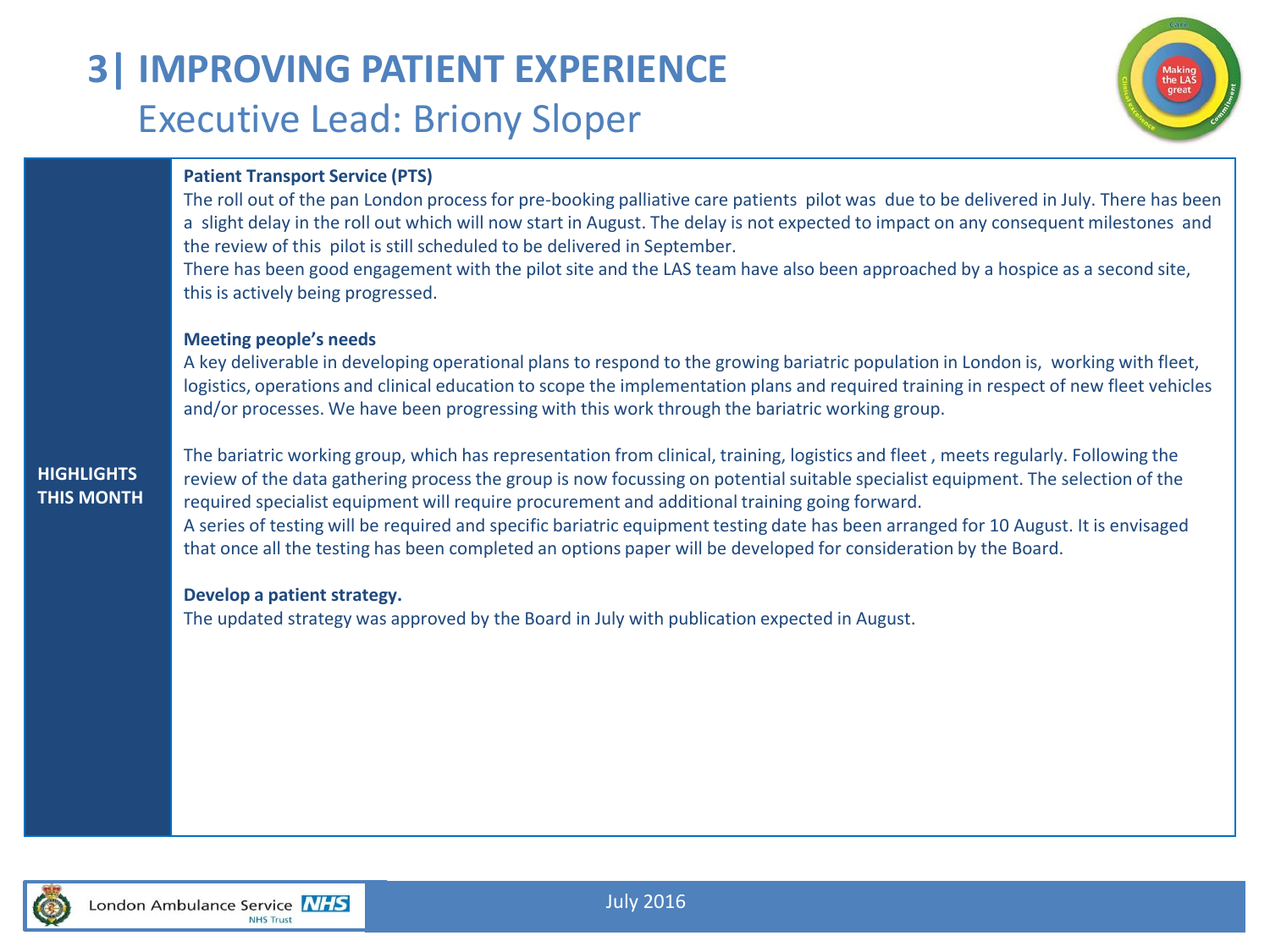# 3| IMPROVING PATIENT EXPERIENCE

## Executive Lead: Briony Sloper

**HIGHLIGHTS THIS MONTH**

**Patient Transport Service (PTS)**

The roll out of the pan London process for pre-booking palliative care patients pilot was due to be delivered in July. There has been a slight delay in the roll out which will now start in August. The delay is not expected to impact on any consequent milestones and the review of this pilot is still scheduled to be delivered in September.

There has been good engagement with the pilot site and the LAS team have also been approached by a hospice as a second site, this is actively being progressed.

**Meeting people's needs**

A key deliverable in developing operational plans to respond to the growing bariatric population in London is, working with fleet, logistics, operations and clinical education to scope the implementation plans and required training in respect of new fleet vehicles and/or processes. We have been progressing with this work through the bariatric working group.

The bariatric working group, which has representation from clinical, training, logistics and fleet , meets regularly. Following the review of the data gathering process the group is now focussing on potential suitable specialist equipment. The selection of the required specialist equipment will require procurement and additional training going forward.

A series of testing will be required and specific bariatric equipment testing date has been arranged for 10 August. It is envisaged that once all the testing has been completed an options paper will be developed for consideration by the Board.

**Develop a patient strategy.**

The updated strategy was approved by the Board in July with publication expected in August.

July 2016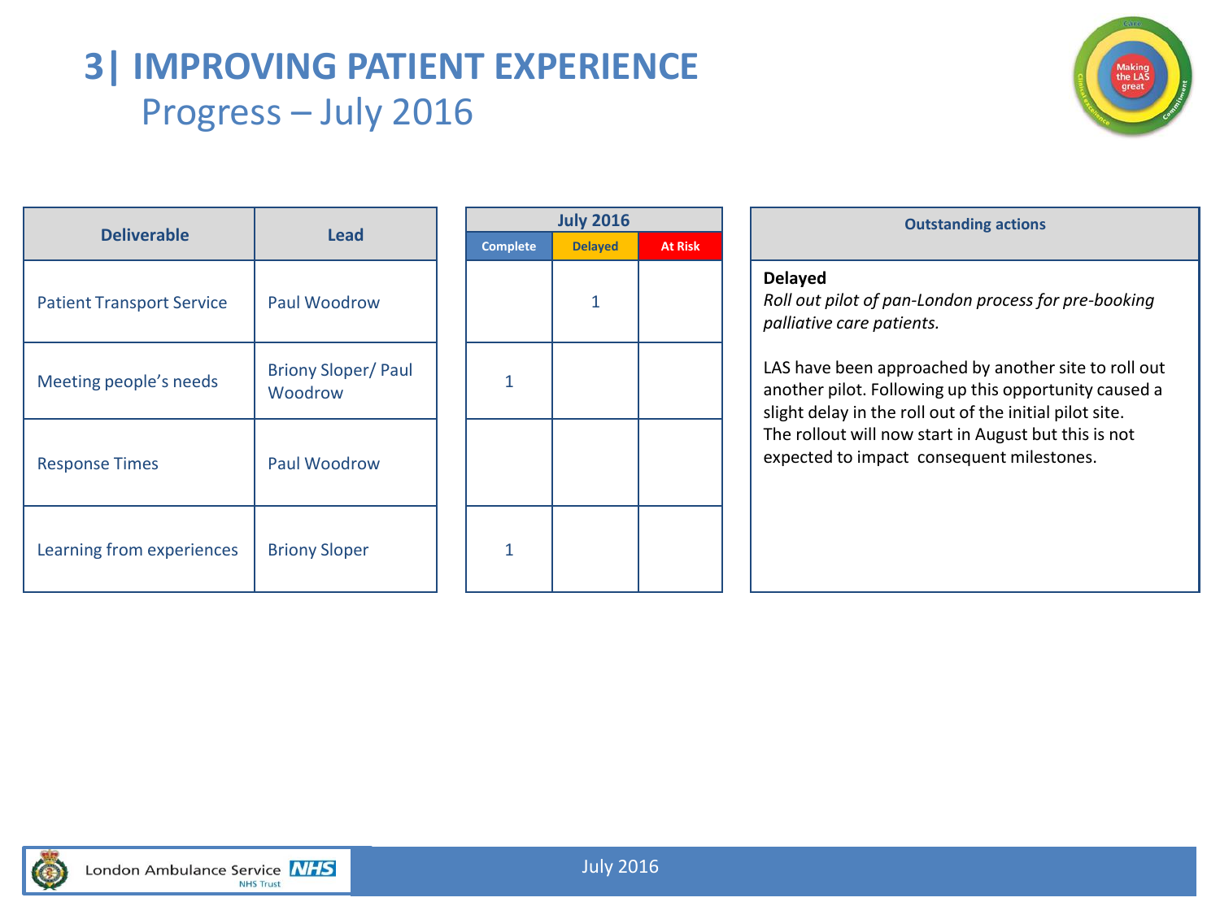# 3| IMPROVING PATIENT EXPERIENCE

## Progress – July 2016

| Deliverable | Lead | July 2016 | | |
|---|---|---|---|---|
| | | Complete | Delayed | At Risk |
| Patient Transport Service | Paul Woodrow | | 1 | |
| Meeting people's needs | Briony Sloper/ Paul Woodrow | 1 | | |
| Response Times | Paul Woodrow | | | |
| Learning from experiences | Briony Sloper | 1 | | |

**Outstanding actions**

**Delayed**

*Roll out pilot of pan-London process for pre-booking palliative care patients.*

LAS have been approached by another site to roll out another pilot. Following up this opportunity caused a slight delay in the roll out of the initial pilot site. The rollout will now start in August but this is not expected to impact consequent milestones.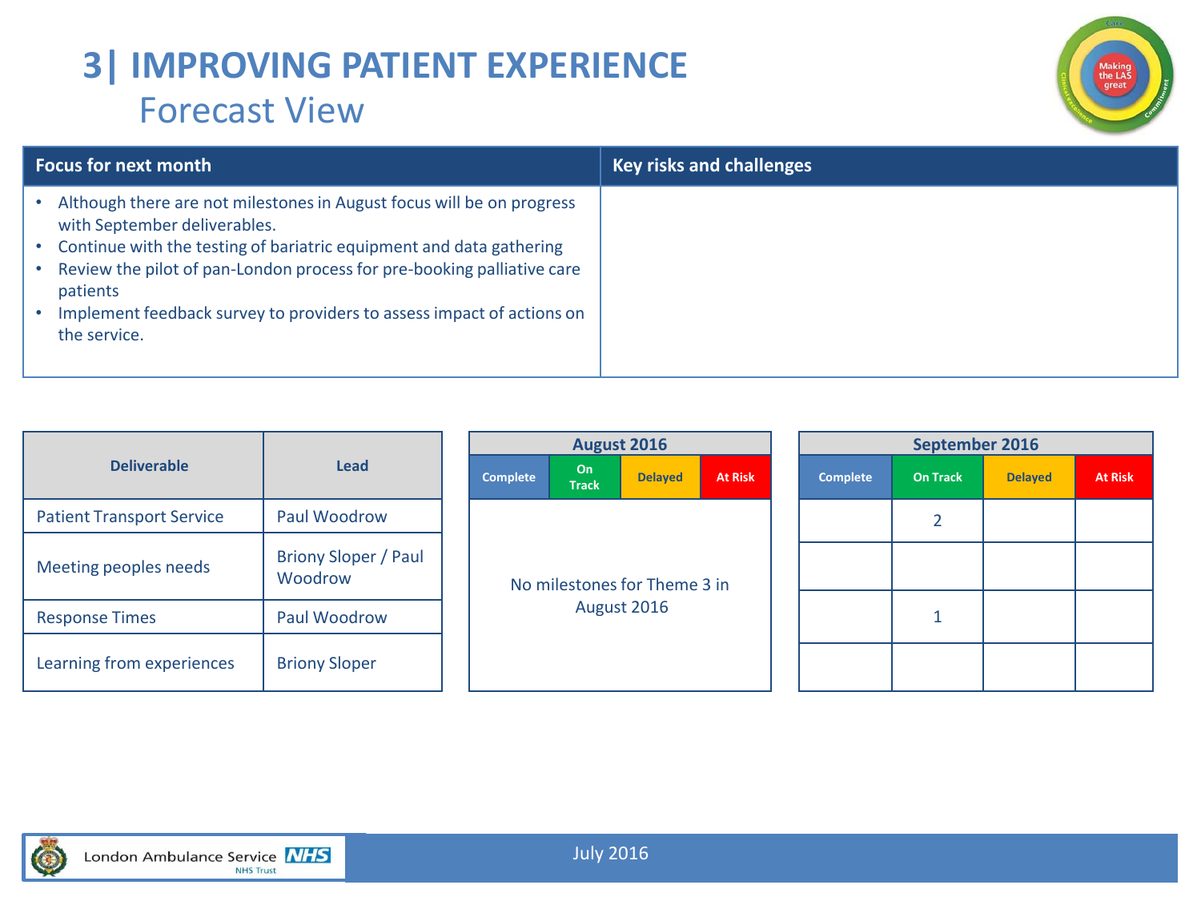# 3| IMPROVING PATIENT EXPERIENCE

## Forecast View

| Focus for next month | Key risks and challenges |
|---|---|
| • Although there are not milestones in August focus will be on progress with September deliverables.<br>• Continue with the testing of bariatric equipment and data gathering<br>• Review the pilot of pan-London process for pre-booking palliative care patients<br>• Implement feedback survey to providers to assess impact of actions on the service. | |

| Deliverable | Lead | August 2016 | | | | September 2016 | | | |
|---|---|---|---|---|---|---|---|---|---|
| | | Complete | On Track | Delayed | At Risk | Complete | On Track | Delayed | At Risk |
| Patient Transport Service | Paul Woodrow | No milestones for Theme 3 in August 2016 | | | | | 2 | | |
| Meeting peoples needs | Briony Sloper / Paul Woodrow | | | | | | | | |
| Response Times | Paul Woodrow | | | | | | 1 | | |
| Learning from experiences | Briony Sloper | | | | | | | | |

July 2016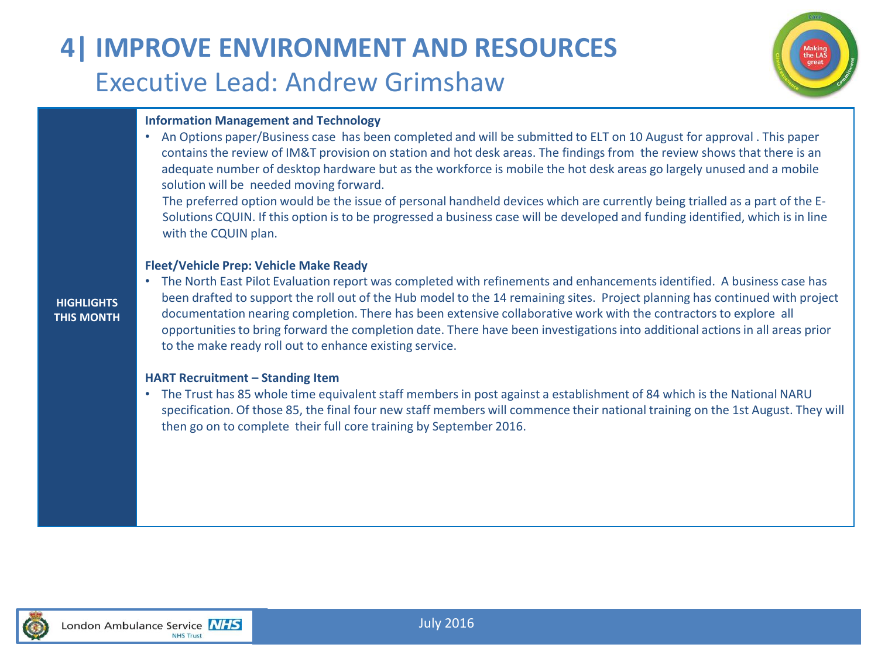# 4| IMPROVE ENVIRONMENT AND RESOURCES

## Executive Lead: Andrew Grimshaw

**HIGHLIGHTS THIS MONTH**

**Information Management and Technology**

- An Options paper/Business case has been completed and will be submitted to ELT on 10 August for approval . This paper contains the review of IM&T provision on station and hot desk areas. The findings from the review shows that there is an adequate number of desktop hardware but as the workforce is mobile the hot desk areas go largely unused and a mobile solution will be needed moving forward.

  The preferred option would be the issue of personal handheld devices which are currently being trialled as a part of the E-Solutions CQUIN. If this option is to be progressed a business case will be developed and funding identified, which is in line with the CQUIN plan.

**Fleet/Vehicle Prep: Vehicle Make Ready**

- The North East Pilot Evaluation report was completed with refinements and enhancements identified. A business case has been drafted to support the roll out of the Hub model to the 14 remaining sites. Project planning has continued with project documentation nearing completion. There has been extensive collaborative work with the contractors to explore all opportunities to bring forward the completion date. There have been investigations into additional actions in all areas prior to the make ready roll out to enhance existing service.

**HART Recruitment – Standing Item**

- The Trust has 85 whole time equivalent staff members in post against a establishment of 84 which is the National NARU specification. Of those 85, the final four new staff members will commence their national training on the 1st August. They will then go on to complete their full core training by September 2016.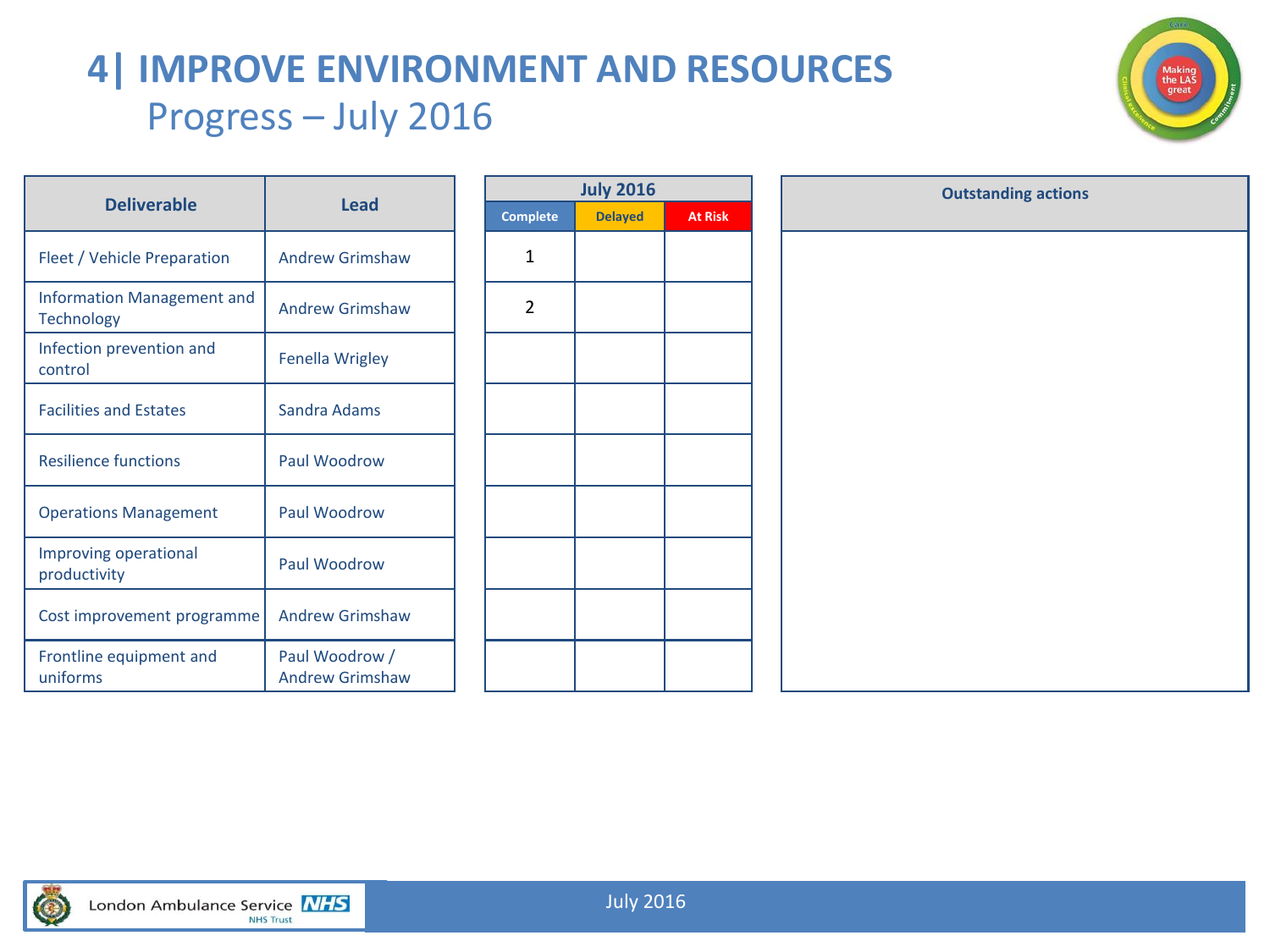# 4| IMPROVE ENVIRONMENT AND RESOURCES

## Progress – July 2016

| Deliverable | Lead | July 2016 | | | Outstanding actions |
|---|---|---|---|---|---|
| | | Complete | Delayed | At Risk | |
| Fleet / Vehicle Preparation | Andrew Grimshaw | 1 | | | |
| Information Management and Technology | Andrew Grimshaw | 2 | | | |
| Infection prevention and control | Fenella Wrigley | | | | |
| Facilities and Estates | Sandra Adams | | | | |
| Resilience functions | Paul Woodrow | | | | |
| Operations Management | Paul Woodrow | | | | |
| Improving operational productivity | Paul Woodrow | | | | |
| Cost improvement programme | Andrew Grimshaw | | | | |
| Frontline equipment and uniforms | Paul Woodrow / Andrew Grimshaw | | | | |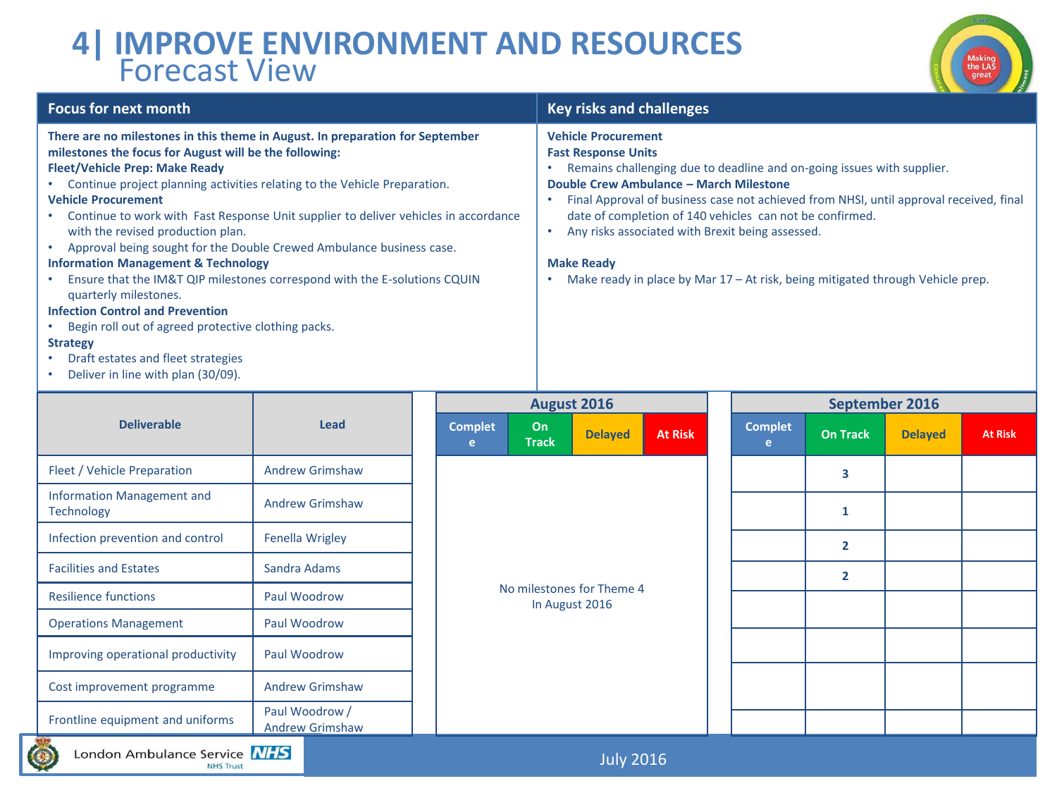# 4| IMPROVE ENVIRONMENT AND RESOURCES
## Forecast View

### Focus for next month

**There are no milestones in this theme in August. In preparation for September milestones the focus for August will be the following:**

**Fleet/Vehicle Prep: Make Ready**
- Continue project planning activities relating to the Vehicle Preparation.

**Vehicle Procurement**
- Continue to work with Fast Response Unit supplier to deliver vehicles in accordance with the revised production plan.
- Approval being sought for the Double Crewed Ambulance business case.

**Information Management & Technology**
- Ensure that the IM&T QIP milestones correspond with the E-solutions CQUIN quarterly milestones.

**Infection Control and Prevention**
- Begin roll out of agreed protective clothing packs.

**Strategy**
- Draft estates and fleet strategies
- Deliver in line with plan (30/09).

### Key risks and challenges

**Vehicle Procurement**
**Fast Response Units**
- Remains challenging due to deadline and on-going issues with supplier.

**Double Crew Ambulance – March Milestone**
- Final Approval of business case not achieved from NHSI, until approval received, final date of completion of 140 vehicles can not be confirmed.
- Any risks associated with Brexit being assessed.

**Make Ready**
- Make ready in place by Mar 17 – At risk, being mitigated through Vehicle prep.

| Deliverable | Lead | August 2016 Complete | August 2016 On Track | August 2016 Delayed | August 2016 At Risk | September 2016 Complete | September 2016 On Track | September 2016 Delayed | September 2016 At Risk |
|---|---|---|---|---|---|---|---|---|---|
| Fleet / Vehicle Preparation | Andrew Grimshaw | No milestones for Theme 4 In August 2016 | | | | | 3 | | |
| Information Management and Technology | Andrew Grimshaw | | | | | | 1 | | |
| Infection prevention and control | Fenella Wrigley | | | | | | 2 | | |
| Facilities and Estates | Sandra Adams | | | | | | 2 | | |
| Resilience functions | Paul Woodrow | | | | | | | | |
| Operations Management | Paul Woodrow | | | | | | | | |
| Improving operational productivity | Paul Woodrow | | | | | | | | |
| Cost improvement programme | Andrew Grimshaw | | | | | | | | |
| Frontline equipment and uniforms | Paul Woodrow / Andrew Grimshaw | | | | | | | | |

July 2016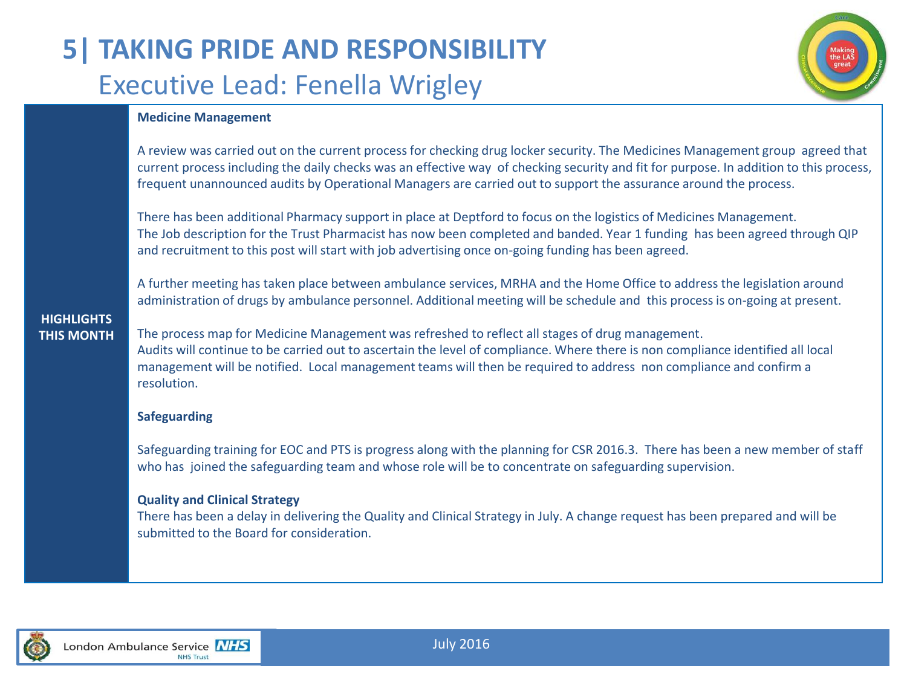# 5| TAKING PRIDE AND RESPONSIBILITY

## Executive Lead: Fenella Wrigley

**HIGHLIGHTS THIS MONTH**

**Medicine Management**

A review was carried out on the current process for checking drug locker security. The Medicines Management group agreed that current process including the daily checks was an effective way of checking security and fit for purpose. In addition to this process, frequent unannounced audits by Operational Managers are carried out to support the assurance around the process.

There has been additional Pharmacy support in place at Deptford to focus on the logistics of Medicines Management. The Job description for the Trust Pharmacist has now been completed and banded. Year 1 funding has been agreed through QIP and recruitment to this post will start with job advertising once on-going funding has been agreed.

A further meeting has taken place between ambulance services, MRHA and the Home Office to address the legislation around administration of drugs by ambulance personnel. Additional meeting will be schedule and this process is on-going at present.

The process map for Medicine Management was refreshed to reflect all stages of drug management. Audits will continue to be carried out to ascertain the level of compliance. Where there is non compliance identified all local management will be notified. Local management teams will then be required to address non compliance and confirm a resolution.

**Safeguarding**

Safeguarding training for EOC and PTS is progress along with the planning for CSR 2016.3. There has been a new member of staff who has joined the safeguarding team and whose role will be to concentrate on safeguarding supervision.

**Quality and Clinical Strategy**

There has been a delay in delivering the Quality and Clinical Strategy in July. A change request has been prepared and will be submitted to the Board for consideration.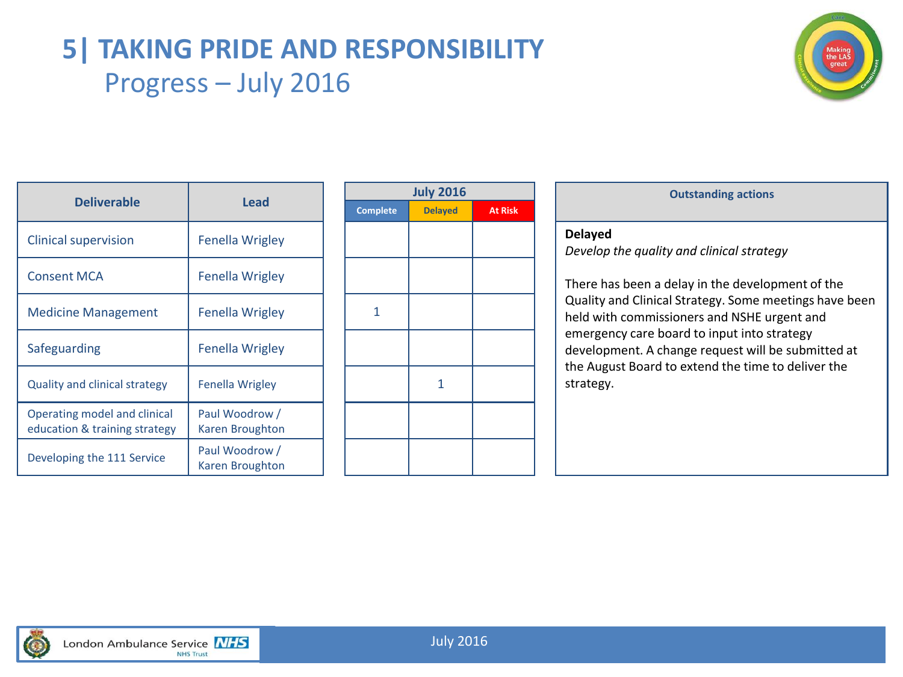# 5| TAKING PRIDE AND RESPONSIBILITY

## Progress – July 2016

| Deliverable | Lead | July 2016 | | |
|---|---|---|---|---|
| | | Complete | Delayed | At Risk |
| Clinical supervision | Fenella Wrigley | | | |
| Consent MCA | Fenella Wrigley | | | |
| Medicine Management | Fenella Wrigley | 1 | | |
| Safeguarding | Fenella Wrigley | | | |
| Quality and clinical strategy | Fenella Wrigley | | 1 | |
| Operating model and clinical education & training strategy | Paul Woodrow / Karen Broughton | | | |
| Developing the 111 Service | Paul Woodrow / Karen Broughton | | | |

### Outstanding actions

**Delayed**

*Develop the quality and clinical strategy*

There has been a delay in the development of the Quality and Clinical Strategy. Some meetings have been held with commissioners and NSHE urgent and emergency care board to input into strategy development. A change request will be submitted at the August Board to extend the time to deliver the strategy.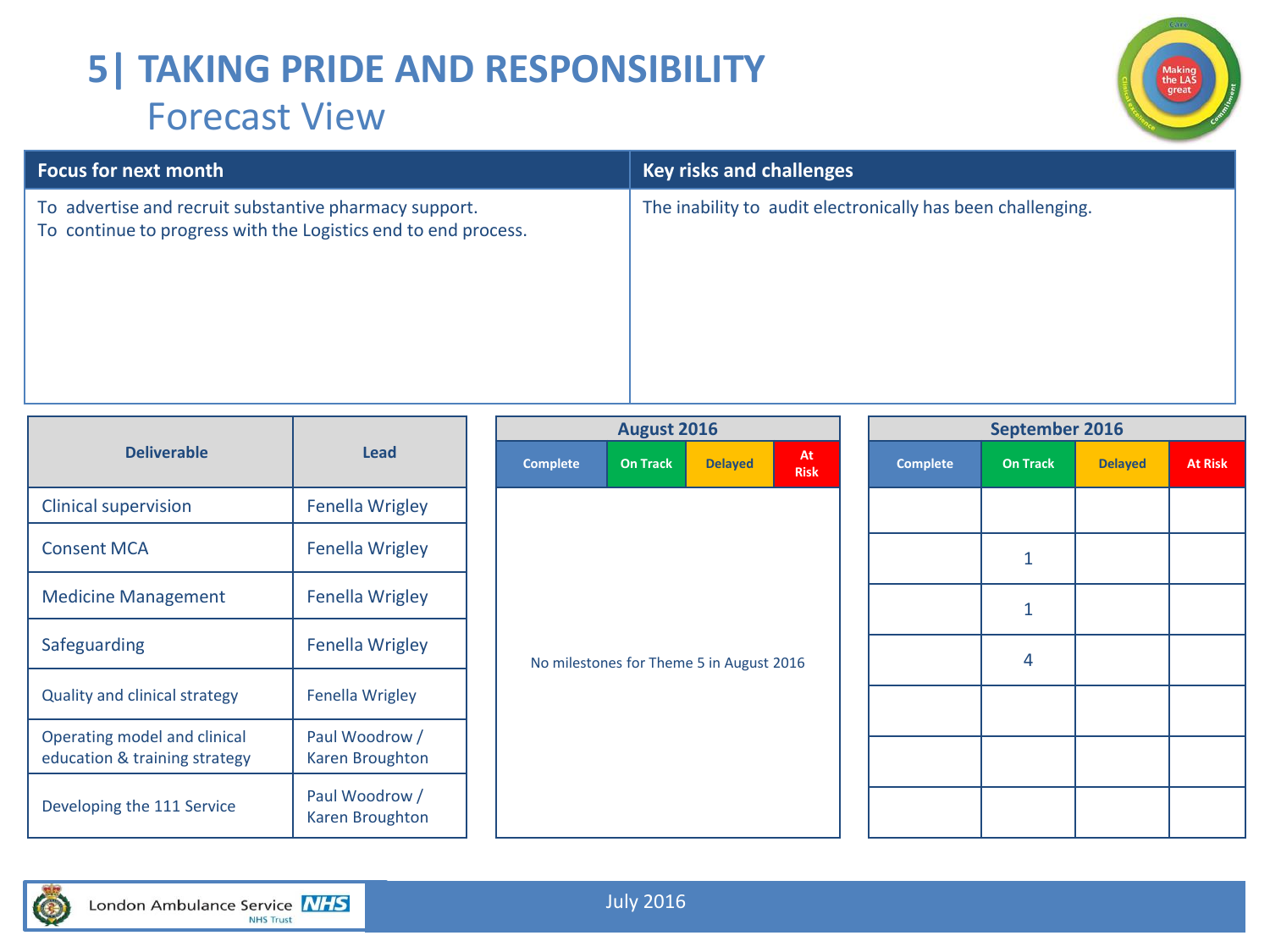# 5| TAKING PRIDE AND RESPONSIBILITY

## Forecast View

| Focus for next month | Key risks and challenges |
| --- | --- |
| To advertise and recruit substantive pharmacy support.<br>To continue to progress with the Logistics end to end process. | The inability to audit electronically has been challenging. |

| Deliverable | Lead | August 2016 | | | | September 2016 | | | |
| --- | --- | --- | --- | --- | --- | --- | --- | --- | --- |
| | | Complete | On Track | Delayed | At Risk | Complete | On Track | Delayed | At Risk |
| Clinical supervision | Fenella Wrigley | No milestones for Theme 5 in August 2016 | | | | | | | |
| Consent MCA | Fenella Wrigley | | | | | | 1 | | |
| Medicine Management | Fenella Wrigley | | | | | | 1 | | |
| Safeguarding | Fenella Wrigley | | | | | | 4 | | |
| Quality and clinical strategy | Fenella Wrigley | | | | | | | | |
| Operating model and clinical education & training strategy | Paul Woodrow / Karen Broughton | | | | | | | | |
| Developing the 111 Service | Paul Woodrow / Karen Broughton | | | | | | | | |

London Ambulance Service NHS Trust

July 2016